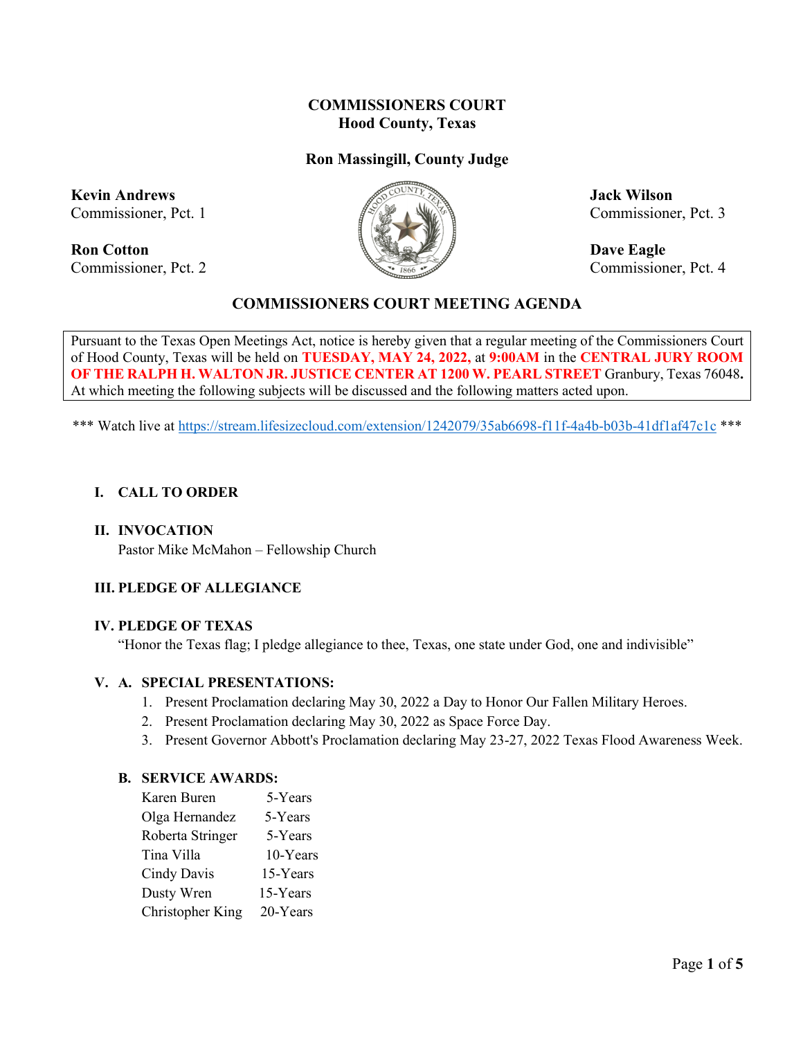# COMMISSIONERS COURT
## Hood County, Texas

**Ron Massingill, County Judge**

**Kevin Andrews**
Commissioner, Pct. 1

**Ron Cotton**
Commissioner, Pct. 2

**Jack Wilson**
Commissioner, Pct. 3

**Dave Eagle**
Commissioner, Pct. 4

## COMMISSIONERS COURT MEETING AGENDA

Pursuant to the Texas Open Meetings Act, notice is hereby given that a regular meeting of the Commissioners Court of Hood County, Texas will be held on **TUESDAY, MAY 24, 2022,** at **9:00AM** in the **CENTRAL JURY ROOM OF THE RALPH H. WALTON JR. JUSTICE CENTER AT 1200 W. PEARL STREET** Granbury, Texas 76048**.** At which meeting the following subjects will be discussed and the following matters acted upon.

*** Watch live at https://stream.lifesizecloud.com/extension/1242079/35ab6698-f11f-4a4b-b03b-41df1af47c1c ***

### I. CALL TO ORDER

### II. INVOCATION

Pastor Mike McMahon – Fellowship Church

### III. PLEDGE OF ALLEGIANCE

### IV. PLEDGE OF TEXAS

"Honor the Texas flag; I pledge allegiance to thee, Texas, one state under God, one and indivisible"

### V. A. SPECIAL PRESENTATIONS:

1. Present Proclamation declaring May 30, 2022 a Day to Honor Our Fallen Military Heroes.
2. Present Proclamation declaring May 30, 2022 as Space Force Day.
3. Present Governor Abbott's Proclamation declaring May 23-27, 2022 Texas Flood Awareness Week.

### B. SERVICE AWARDS:

| Name | Years |
|---|---|
| Karen Buren | 5-Years |
| Olga Hernandez | 5-Years |
| Roberta Stringer | 5-Years |
| Tina Villa | 10-Years |
| Cindy Davis | 15-Years |
| Dusty Wren | 15-Years |
| Christopher King | 20-Years |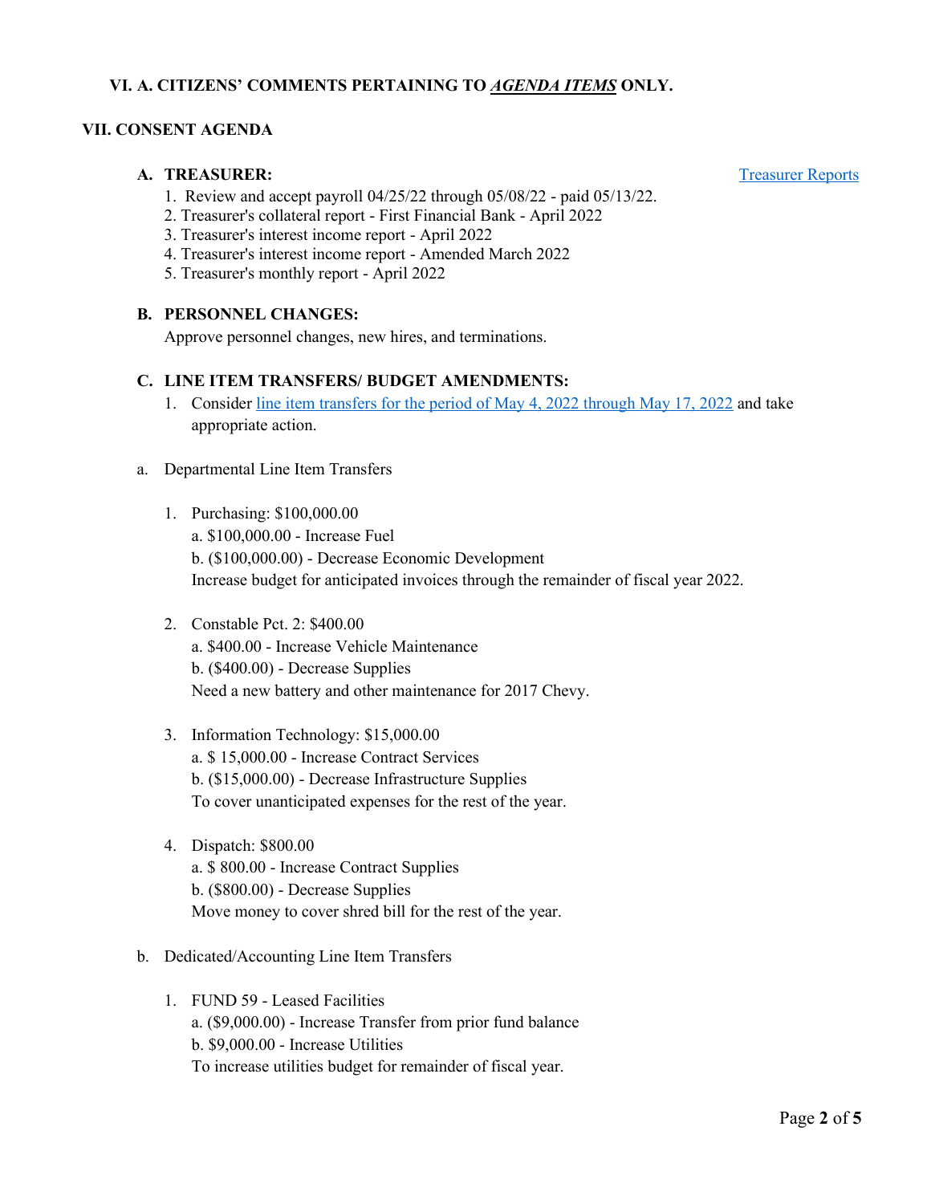### VI. A. CITIZENS' COMMENTS PERTAINING TO ***AGENDA ITEMS*** ONLY.

## VII. CONSENT AGENDA

### A. TREASURER:

[Treasurer Reports]

1. Review and accept payroll 04/25/22 through 05/08/22 - paid 05/13/22.
2. Treasurer's collateral report - First Financial Bank - April 2022
3. Treasurer's interest income report - April 2022
4. Treasurer's interest income report - Amended March 2022
5. Treasurer's monthly report - April 2022

### B. PERSONNEL CHANGES:

Approve personnel changes, new hires, and terminations.

### C. LINE ITEM TRANSFERS/ BUDGET AMENDMENTS:

1. Consider line item transfers for the period of May 4, 2022 through May 17, 2022 and take appropriate action.

a. Departmental Line Item Transfers

1. Purchasing: $100,000.00
   a. $100,000.00 - Increase Fuel
   b. ($100,000.00) - Decrease Economic Development
   Increase budget for anticipated invoices through the remainder of fiscal year 2022.

2. Constable Pct. 2: $400.00
   a. $400.00 - Increase Vehicle Maintenance
   b. ($400.00) - Decrease Supplies
   Need a new battery and other maintenance for 2017 Chevy.

3. Information Technology: $15,000.00
   a. $ 15,000.00 - Increase Contract Services
   b. ($15,000.00) - Decrease Infrastructure Supplies
   To cover unanticipated expenses for the rest of the year.

4. Dispatch: $800.00
   a. $ 800.00 - Increase Contract Supplies
   b. ($800.00) - Decrease Supplies
   Move money to cover shred bill for the rest of the year.

b. Dedicated/Accounting Line Item Transfers

1. FUND 59 - Leased Facilities
   a. ($9,000.00) - Increase Transfer from prior fund balance
   b. $9,000.00 - Increase Utilities
   To increase utilities budget for remainder of fiscal year.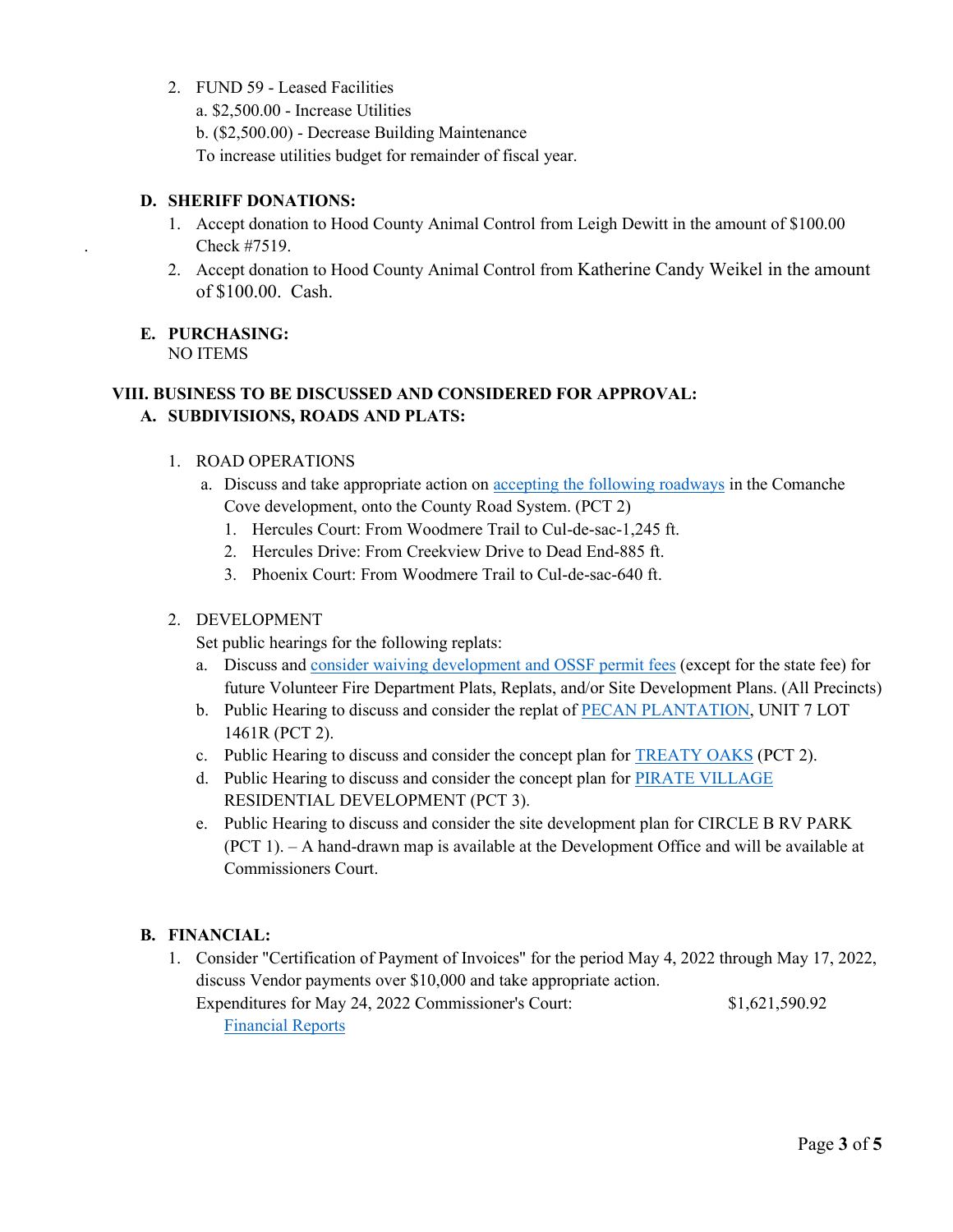2. FUND 59 - Leased Facilities
   a. $2,500.00 - Increase Utilities
   b. ($2,500.00) - Decrease Building Maintenance
   To increase utilities budget for remainder of fiscal year.

**D. SHERIFF DONATIONS:**

1. Accept donation to Hood County Animal Control from Leigh Dewitt in the amount of $100.00 Check #7519.
2. Accept donation to Hood County Animal Control from Katherine Candy Weikel in the amount of $100.00. Cash.

**E. PURCHASING:**

NO ITEMS

**VIII. BUSINESS TO BE DISCUSSED AND CONSIDERED FOR APPROVAL:**

**A. SUBDIVISIONS, ROADS AND PLATS:**

1. ROAD OPERATIONS
   a. Discuss and take appropriate action on accepting the following roadways in the Comanche Cove development, onto the County Road System. (PCT 2)
      1. Hercules Court: From Woodmere Trail to Cul-de-sac-1,245 ft.
      2. Hercules Drive: From Creekview Drive to Dead End-885 ft.
      3. Phoenix Court: From Woodmere Trail to Cul-de-sac-640 ft.

2. DEVELOPMENT
   Set public hearings for the following replats:
   a. Discuss and consider waiving development and OSSF permit fees (except for the state fee) for future Volunteer Fire Department Plats, Replats, and/or Site Development Plans. (All Precincts)
   b. Public Hearing to discuss and consider the replat of PECAN PLANTATION, UNIT 7 LOT 1461R (PCT 2).
   c. Public Hearing to discuss and consider the concept plan for TREATY OAKS (PCT 2).
   d. Public Hearing to discuss and consider the concept plan for PIRATE VILLAGE RESIDENTIAL DEVELOPMENT (PCT 3).
   e. Public Hearing to discuss and consider the site development plan for CIRCLE B RV PARK (PCT 1). – A hand-drawn map is available at the Development Office and will be available at Commissioners Court.

**B. FINANCIAL:**

1. Consider "Certification of Payment of Invoices" for the period May 4, 2022 through May 17, 2022, discuss Vendor payments over $10,000 and take appropriate action.
   Expenditures for May 24, 2022 Commissioner's Court: $1,621,590.92
   Financial Reports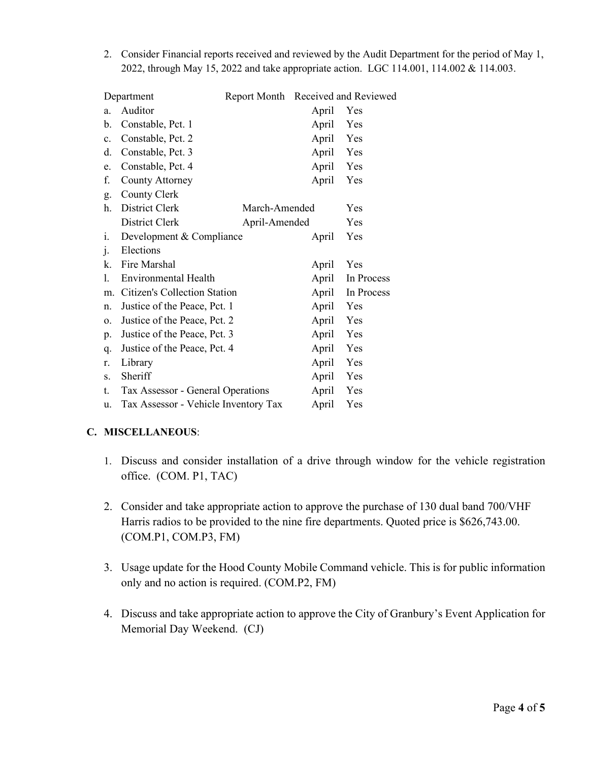2. Consider Financial reports received and reviewed by the Audit Department for the period of May 1, 2022, through May 15, 2022 and take appropriate action. LGC 114.001, 114.002 & 114.003.

| | Department | Report Month | Received and Reviewed |
|---|---|---|---|
| a. | Auditor | April | Yes |
| b. | Constable, Pct. 1 | April | Yes |
| c. | Constable, Pct. 2 | April | Yes |
| d. | Constable, Pct. 3 | April | Yes |
| e. | Constable, Pct. 4 | April | Yes |
| f. | County Attorney | April | Yes |
| g. | County Clerk | | |
| h. | District Clerk | March-Amended | Yes |
| | District Clerk | April-Amended | Yes |
| i. | Development & Compliance | April | Yes |
| j. | Elections | | |
| k. | Fire Marshal | April | Yes |
| l. | Environmental Health | April | In Process |
| m. | Citizen's Collection Station | April | In Process |
| n. | Justice of the Peace, Pct. 1 | April | Yes |
| o. | Justice of the Peace, Pct. 2 | April | Yes |
| p. | Justice of the Peace, Pct. 3 | April | Yes |
| q. | Justice of the Peace, Pct. 4 | April | Yes |
| r. | Library | April | Yes |
| s. | Sheriff | April | Yes |
| t. | Tax Assessor - General Operations | April | Yes |
| u. | Tax Assessor - Vehicle Inventory Tax | April | Yes |

**C. MISCELLANEOUS**:

1. Discuss and consider installation of a drive through window for the vehicle registration office. (COM. P1, TAC)

2. Consider and take appropriate action to approve the purchase of 130 dual band 700/VHF Harris radios to be provided to the nine fire departments. Quoted price is $626,743.00. (COM.P1, COM.P3, FM)

3. Usage update for the Hood County Mobile Command vehicle. This is for public information only and no action is required. (COM.P2, FM)

4. Discuss and take appropriate action to approve the City of Granbury's Event Application for Memorial Day Weekend. (CJ)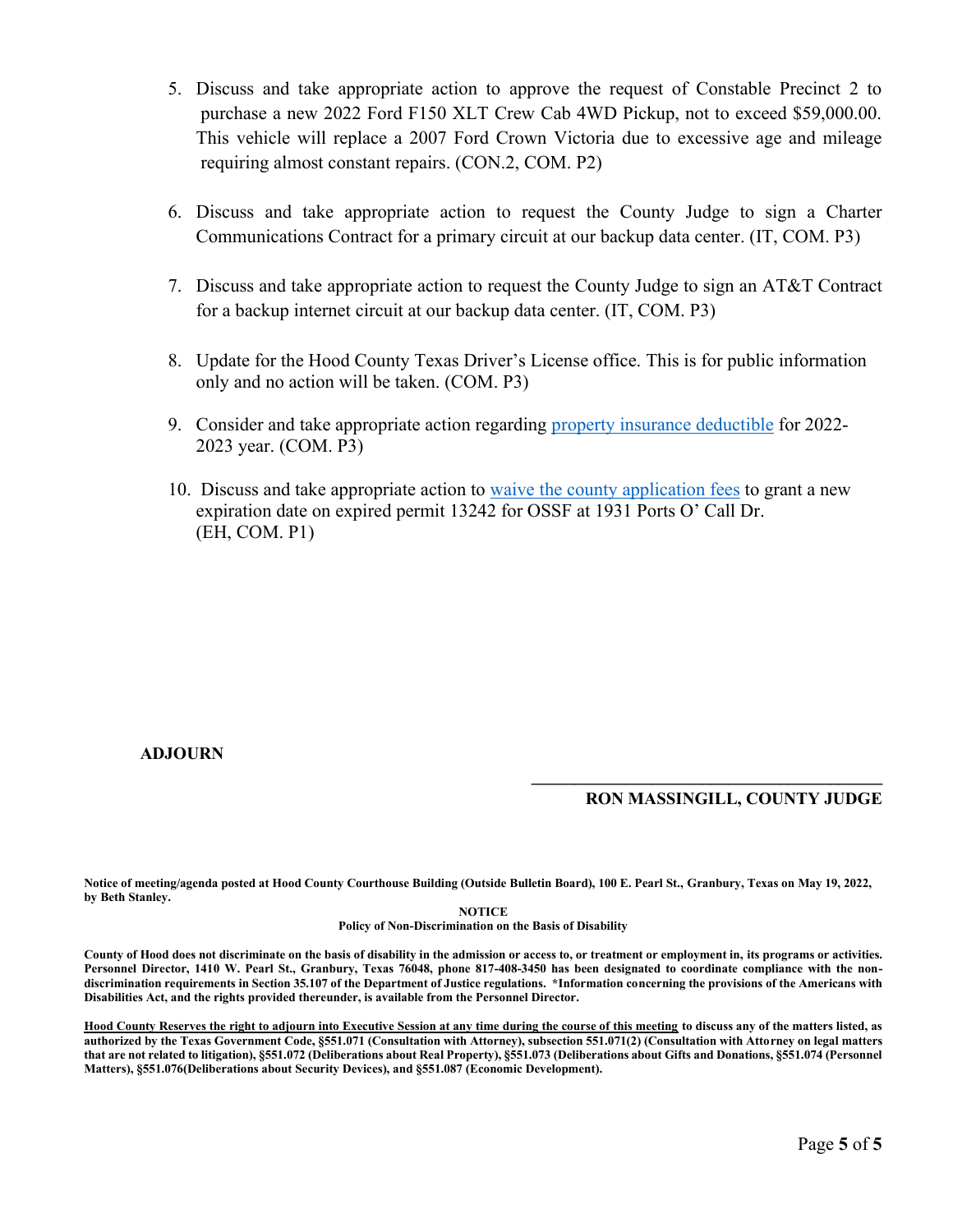5. Discuss and take appropriate action to approve the request of Constable Precinct 2 to purchase a new 2022 Ford F150 XLT Crew Cab 4WD Pickup, not to exceed $59,000.00. This vehicle will replace a 2007 Ford Crown Victoria due to excessive age and mileage requiring almost constant repairs. (CON.2, COM. P2)

6. Discuss and take appropriate action to request the County Judge to sign a Charter Communications Contract for a primary circuit at our backup data center. (IT, COM. P3)

7. Discuss and take appropriate action to request the County Judge to sign an AT&T Contract for a backup internet circuit at our backup data center. (IT, COM. P3)

8. Update for the Hood County Texas Driver's License office. This is for public information only and no action will be taken. (COM. P3)

9. Consider and take appropriate action regarding property insurance deductible for 2022-2023 year. (COM. P3)

10. Discuss and take appropriate action to waive the county application fees to grant a new expiration date on expired permit 13242 for OSSF at 1931 Ports O' Call Dr. (EH, COM. P1)

**ADJOURN**

\_\_\_\_\_\_\_\_\_\_\_\_\_\_\_\_\_\_\_\_\_\_\_\_\_\_\_\_\_\_\_\_\_\_\_\_\_\_\_\_

**RON MASSINGILL, COUNTY JUDGE**

**Notice of meeting/agenda posted at Hood County Courthouse Building (Outside Bulletin Board), 100 E. Pearl St., Granbury, Texas on May 19, 2022, by Beth Stanley.**

**NOTICE**

**Policy of Non-Discrimination on the Basis of Disability**

**County of Hood does not discriminate on the basis of disability in the admission or access to, or treatment or employment in, its programs or activities. Personnel Director, 1410 W. Pearl St., Granbury, Texas 76048, phone 817-408-3450 has been designated to coordinate compliance with the non-discrimination requirements in Section 35.107 of the Department of Justice regulations. \*Information concerning the provisions of the Americans with Disabilities Act, and the rights provided thereunder, is available from the Personnel Director.**

**Hood County Reserves the right to adjourn into Executive Session at any time during the course of this meeting to discuss any of the matters listed, as authorized by the Texas Government Code, §551.071 (Consultation with Attorney), subsection 551.071(2) (Consultation with Attorney on legal matters that are not related to litigation), §551.072 (Deliberations about Real Property), §551.073 (Deliberations about Gifts and Donations, §551.074 (Personnel Matters), §551.076(Deliberations about Security Devices), and §551.087 (Economic Development).**